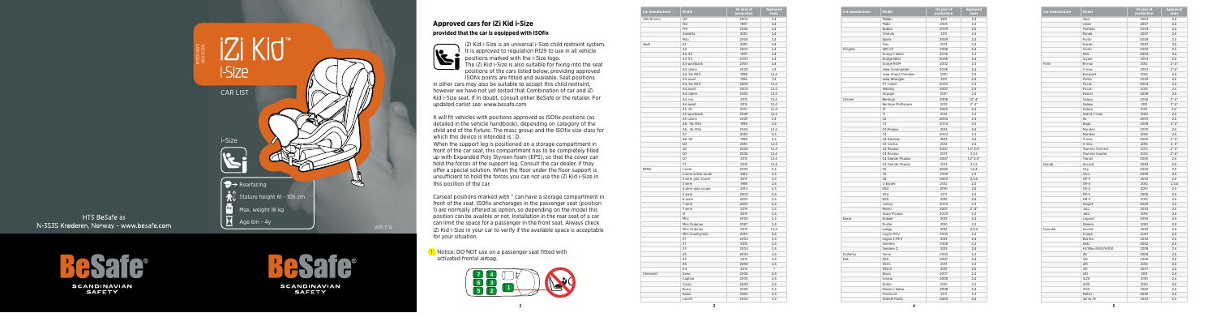iZi Kid™
i-Size

CAR LIST

i-Size

Rearfacing

Stature height 61 - 105 cm

Max. weight 18 kg

Age 6m - 4y

HTS BeSafe as
N-3535 Krøderen, Norway - www.besafe.com

2015 11 12

BeSafe® SCANDINAVIAN SAFETY

## Approved cars for iZi Kid i-Size

### provided that the car is equipped with ISOfix

iZi Kid i-Size is an universal i-Size child restraint system. It is approved to regulation R129 to use in all vehicle positions marked with the i-Size logo.
The iZi Kid i-Size is also suitable for fixing into the seat positions of the cars listed below, providing approved ISOfix points are fitted and available. Seat positions in other cars may also be suitable to accept this child restraint, however we have not yet tested that Combination of car and iZi Kid i-Size seat. If in doubt, consult either BeSafe or the retailer. For updated carlist see: www.besafe.com

It will fit vehicles with positions approved as ISOfix positions (as detailed in the vehicle handbook), depending on category of the child and of the fixture. The mass group and the ISOfix size class for which this device is intended is : D.
When the support leg is positioned on a storage compartment in front of the car seat, this compartment has to be completely filled up with Expanded Poly Styrene foam (EPS), so that the cover can hold the forces of the support leg. Consult the car dealer, if they offer a special solution. When the floor under the floor support is unsufficient to hold the forces you can not use the iZi Kid i-Size in this position of the car.

Carseat positions marked with * can have a storage compartment in front of the seat. ISOfix anchorages in the passenger seat (position 1) are normally offered as option, so depending on the model this position can be availble or not. Installation in the rear seat of a car can limit the space for a passenger in the front seat. Always check iZi Kid i-Size in your car to verify if the available space is acceptable for your situation.

Notice: DO NOT use on a passenger seat fitted with activated frontal airbag.

| Car manufacturer | Model | 1st year of production | Approved seats |
|---|---|---|---|
| Alfa Romeo | 147 | 2000 | 2,4 |
| | 156 | 1997 | 2,4 |
| | 159 | 2006 | 2,4 |
| | Giulietta | 2010 | 2,4 |
| | Mito | 2008 | 2,4 |
| Audi | A1 | 2010 | 2,4 |
| | A2 | 2000 | 2,4 |
| | A3, S3 | 1997 | 2,4 |
| | A3, S3 | 2003 | 2,4 |
| | A3 sportback | 2003 | 2,4 |
| | A3 cabrio | 2008 | 2,4 |
| | A4, S4, RS4 | 1998 | 1,2,4 |
| | A4 avant | 1996 | 2,4 |
| | A4, S4, RS4 | 2000 | 1,2,4 |
| | A4 avant | 2000 | 1,2,4 |
| | A4 cabrio | 2002 | 1,2,4 |
| | A4 imo | 2015 | 1,2,4 |
| | A4 avant | 2015 | 1,2,4 |
| | A5, S5 | 2007 | 1,2,4 |
| | A5 sportback | 2009 | 1,2,4 |
| | A5 cabrio | 2009 | 2,4 |
| | A6 , S6, RS6 | 1998 | 2,4 |
| | A6 , S6, RS6 | 2004 | 1,2,4 |
| | A7 | 2010 | 2,4 |
| | A8, S8 | 1998 | 2,4 |
| | Q3 | 2010 | 1,2,4 |
| | Q5 | 2008 | 1,2,4 |
| | Q7 | 2006 | 1,2,4 |
| | Q7 | 2015 | 1,2,4 |
| | TT | 2015 | 1,2,4 |
| BMW | 1 serie | 2005 | 2,4 |
| | 2 serie active tourer | 2014 | 2,4 |
| | 2 serie gran tourer | 2015 | 2,4 |
| | 3 serie | 1998 | 2,4 |
| | 4 serie gran coupe | 2014 | 2,4 |
| | 5 serie | 2000 | 2,4 |
| | 6 serie | 2003 | 2,4 |
| | 7 serie | 2001 | 2,4 |
| | 7 serie | 2015 | 2,4 |
| | i3 | 2013 | 2,4 |
| | Mini | 2006 | 2,4 |
| | Mini Clubman | 2007 | 2,4 |
| | Mini Clubman | 2015 | 1,2,4 |
| | Mini Countryman | 2010 | 2,4 |
| | X1 | 2004 | 2,4 |
| | X1 | 2015 | 2,4 |
| | X3 | 2004 | 2,4 |
| | X5 | 2004 | 2,4 |
| | X5 | 2013 | 2,4 |
| | X6 | 2008 | 2,4 |
| | Z4 | 2011 | 1 |
| Chevrolet | Aveo | 2006 | 2,4 |
| | Captiva | 2006 | 2,4 |
| | Cruze | 2009 | 2,4 |
| | Epica | 2006 | 2,4 |
| | Kalos | 2002 | 2,4 |
| | Lacetti | 2004 | 2,4 |
| | Malibu | 2011 | 2,4 |
| | Matiz | 2005 | 2,4 |
| | Nubira | 2009 | 2,4 |
| | Orlando | 2011 | 2,4 |
| | Spark | 2009 | 2,4 |
| | Trax | 2013 | 2,4 |
| Chrysler | 300 CC | 2008 | 2,4 |
| | Dodge Caliber | 2006 | 2,4 |
| | Dodge Nitro | 2006 | 2,4 |
| | Dodge RAM | 2002 | 2,4 |
| | Jeep Commander | 2006 | 2,4 |
| | Jeep Grand Cherokee | 2010 | 2,4 |
| | Jeep Wrangler | 2011 | 2,4 |
| | PT cruiser | 2000 | 2,4 |
| | Sebring | 2007 | 2,4 |
| | Voyager | 2001 | 2,4 |
| Citroën | Berlingo | 2008 | 1,2*,4* |
| | Berlingo Multispace | 2012 | 2*,4* |
| | C1 | 2005 | 2,4 |
| | C1 | 2014 | 2,4 |
| | C2 | 2004 | 2,4 |
| | C3 | 2004 | 2,4 |
| | C3 Picasso | 2013 | 2,4 |
| | C4 | 2004 | 2,4 |
| | C4 Aircross | 2012 | 2,4 |
| | C4 Cactus | 2014 | 2,4 |
| | C4 Picasso | 2007 | 1,2*,3,4* |
| | C4 Picasso | 2013 | 2,3,4 |
| | C4 Grande Picasso | 2007 | 1,2*,3,4* |
| | C4 Grande Picasso | 2013 | 2,3,4 |
| | C5 | 2000 | 1,2,4 |
| | C6 | 2008 | 2,4 |
| | C8 | 2003 | 2,3,4 |
| | C-Elysée | 2012 | 2,4 |
| | DS3 | 2010 | 2,4 |
| | DS4 | 2011 | 2,4 |
| | DS5 | 2012 | 2,4 |
| | Jumpy | 2004 | 2,4 |
| | Nemo | 2007 | 2*,4* |
| | Xsara Picasso | 2000 | 2,4 |
| Dacia | Dokker | 2012 | 2,4 |
| | Duster | 2010 | 2,4 |
| | Lodgy | 2012 | 2,3,4 |
| | Logan MCV | 2005 | 2,4 |
| | Logan 2 MCV | 2013 | 2,4 |
| | Sandero | 2008 | 2,4 |
| | Sandero 2 | 2013 | 2,4 |
| Daihatsu | Sirion | 2005 | 2,4 |
| Fiat | 500 | 2007 | 2,4 |
| | 500 L | 2013 | 2,4 |
| | 500 X | 2015 | 2,4 |
| | Bravo | 2007 | 2,4 |
| | Croma | 2008 | 2,4 |
| | Doblo | 2010 | 2,4 |
| | Fiorino / Qubo | 2008 | 2,4 |
| | Freemont | 2011 | 2,4 |
| | Grande Punto | 2006 | 2,4 |
| | Idea | 2003 | 2,4 |
| | Linea | 2007 | 2,4 |
| | Multipla | 2004 | 2,4 |
| | Panda | 2007 | 2,4 |
| | Punto | 2008 | 2,4 |
| | Scudo | 2007 | 2,4 |
| | Sedici | 2009 | 2,4 |
| | Stilo | 2004 | 2,4 |
| | Ulysse | 2003 | 2,4 |
| Ford | B-max | 2012 | 2*,4* |
| | C-max | 2003 | 2*,4* |
| | Ecosport | 2014 | 2,4 |
| | Fiesta | 2008 | 2,4 |
| | Focus | 2004 | 2,4 |
| | Focus | 2014 | 2,4 |
| | Fusion | 2008 | 2,4 |
| | Galaxy | 2006 | 2*,4* |
| | Galaxy | 2011 | 2*,4* |
| | Galaxy | 2015 | 2,4* |
| | Grand C-max | 2010 | 2,4 |
| | Ka | 2009 | 2,4 |
| | Kuga | 2008 | 2*,4* |
| | Mondeo | 2000 | 2,4 |
| | Mondeo | 2014 | 2,4 |
| | S-max | 2006 | 2*,4* |
| | S-max | 2015 | 2, 4* |
| | Tourneo Connect | 2013 | 2*,4* |
| | Tourneo Courier | 2014 | 2*,4* |
| | Transit | 2006 | 2,4 |
| Honda | Accord | 2003 | 2,4 |
| | City | 2009 | 2,4 |
| | Civic | 2006 | 2,4 |
| | CR-V | 2002 | 2,4 |
| | CR-V | 2012 | 2,3,4 |
| | CR-Z | 2010 | 2,4 |
| | FR-V | 2005 | 2,4 |
| | HR-V | 2015 | 2,4 |
| | Insight | 2009 | 2,4 |
| | Jazz | 2002 | 2,4 |
| | Jazz | 2015 | 2,4 |
| | Legend | 2006 | 2,4 |
| | Stream | 2001 | 2,4 |
| Hyundai | Accent | 2002 | 2,4 |
| | Coupe | 2001 | 2,4 |
| | Elantra | 2002 | 2,4 |
| | Getz | 2002 | 2,4 |
| | H1/iMax/i800/H300 | 2008 | 2,4 |
| | i10 | 2008 | 2,4 |
| | i20 | 2009 | 2,4 |
| | i20 | 2014 | 2,4 |
| | i30 | 2007 | 2,4 |
| | i40 | 2011 | 2,4 |
| | iX20 | 2010 | 2,4 |
| | iX35 | 2010 | 2,4 |
| | iX55 | 2009 | 2,4 |
| | Matrix | 2002 | 2,4 |
| | Santa Fe | 2002 | 2,4 |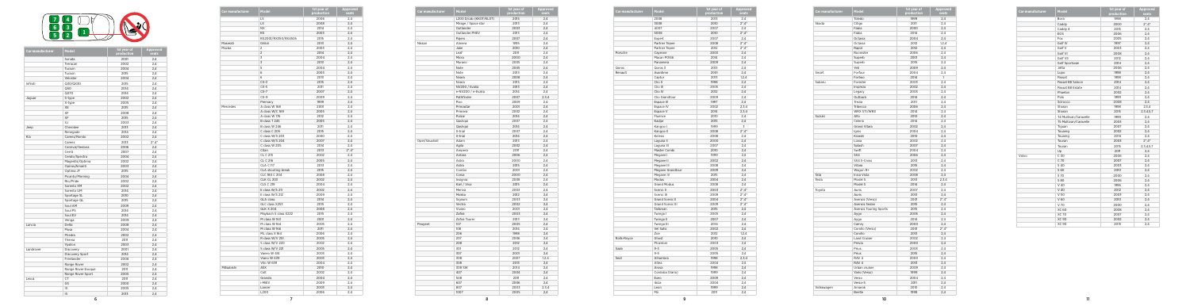| Car manufacturer | Model | 1st year of production | Approved seats |
|---|---|---|---|
| | Sonata | 2001 | 2,4 |
| | Terracan | 2002 | 2,4 |
| | Tucson | 2004 | 2,4 |
| | Tucson | 2015 | 2,4 |
| | Veloster | 2004 | 2,4 |
| Infiniti | Q30/QX30 | 2015 | 2,4 |
| | Q50 | 2014 | 2,4 |
| | QX70 | 2014 | 2,4 |
| Jaguar | E-type | 2002 | 2,4 |
| | X-type | 2004 | 2,4 |
| | XE | 2015 | 2,4 |
| | XF | 2008 | 2,4 |
| | XF | 2015 | 2,4 |
| | XJ | 2003 | 2,4 |
| Jeep | Cherokee | 2013 | 2,4 |
| | Renegade | 2014 | 2,4 |
| Kia | Carens/Rondo | 2002 | 2,4 |
| | Carens | 2013 | 2*,4* |
| | Carnival/Sedona | 2006 | 2,4 |
| | Cee'd | 2007 | 2,4 |
| | Cerato/Spectra | 2004 | 2,4 |
| | Magentis/Optima | 2002 | 2,4 |
| | Opirus/Amanti | 2003 | 2,4 |
| | Optima JF | 2015 | 2,4 |
| | Picanto/Morning | 2004 | 2,4 |
| | Rio/Pride | 2002 | 2,4 |
| | Sorento XM | 2002 | 2,4 |
| | Sorento UM | 2014 | 2,4 |
| | Sportage SL | 2010 | 2,4 |
| | Sportage QL | 2015 | 2,4 |
| | Soul AM | 2009 | 2,4 |
| | Soul PS | 2014 | 2,4 |
| | Soul EV | 2014 | 2,4 |
| | Venga | 2009 | 2,4 |
| Lancia | Delta | 2008 | 2,4 |
| | Musa | 2004 | 2,4 |
| | Phedra | 2002 | 2,4 |
| | Thesis | 2001 | 2,4 |
| | Ypsilon | 2003 | 2,4 |
| Landrover | Discovery | 2001 | 2,4 |
| | Discovery Sport | 2014 | 2,4 |
| | Freelander | 2006 | 2,4 |
| | Range Rover | 2002 | 2,4 |
| | Range Rover Evoque | 2011 | 2,4 |
| | Range Rover Sport | 2005 | 2,4 |
| Lexus | CT | 2011 | 2,4 |
| | GS | 2007 | 2,4 |
| | IS | 2005 | 2,4 |
| | IS | 2013 | 2,4 |
| | LS | 2006 | 2,4 |
| | LX | 2008 | 2,4 |
| | NX | 2014 | 2,4 |
| | RX | 2003 | 2,4 |
| | RX200t/RX350/RX450h | 2015 | 2,4 |
| Maserati | Ghibli | 2013 | 2,4 |
| Mazda | 2 | 2003 | 2,4 |
| | 2 | 2014 | 2,4 |
| | 3 | 2003 | 2,4 |
| | 3 | 2013 | 2,4 |
| | 5 | 2004 | 2,4 |
| | 6 | 2003 | 2,4 |
| | 6 | 2012 | 2,4 |
| | CX-3 | 2015 | 2,4 |
| | CX-5 | 2012 | 2,4 |
| | CX-7 | 2007 | 2,4 |
| | CX-9 | 2009 | 2,4 |
| | Premacy | 1999 | 2,4 |
| Mercedes | A-class W 168 | 1997 | 2,4 |
| | A-class W 169 | 2005 | 2,4 |
| | A-class W 176 | 2012 | 2,4 |
| | B-class W 245 | 2005 | 2,4 |
| | B-class W 246 | 2011 | 2,4 |
| | C-class C 205 | 2015 | 2,4 |
| | C-class W 203 | 2000 | 2,4 |
| | C-class W 204 | 2007 | 2,4 |
| | C-class W 205 | 2014 | 2,4 |
| | Citan | 2013 | 2*,4* |
| | CL C 215 | 2000 | 2,4 |
| | CL C 216 | 2006 | 2,4 |
| | CLA C 117 | 2013 | 2,4 |
| | CLA shooting break | 2016 | 2,4 |
| | CLC 180 C 204 | 2008 | 2,4 |
| | CLK C 208 | 2002 | 2,4 |
| | CLS C 219 | 2004 | 2,4 |
| | E-class W 211 | 2002 | 2,4 |
| | E-class W 212 | 2009 | 2,4 |
| | GLA class | 2014 | 2,4 |
| | GLC class X253 | 2015 | 2,4 |
| | GLK X 204 | 2008 | 2,4 |
| | Maybach S class X222 | 2015 | 2,4 |
| | M-class W163 | 2003 | 2,4 |
| | M-class W 164 | 2005 | 2,4 |
| | M-class W 166 | 2011 | 2,4 |
| | ML class X 164 | 2006 | 2,4 |
| | R-class W/V 251 | 2006 | 2,4 |
| | S-class W/V 220 | 2002 | 2,4 |
| | S-class W 221 | 2005 | 2,4 |
| | S-class W 222 | 2013 | 2,4 |
| | Vaneo W 414 | 2002 | 2,4 |
| | Viano W 639 | 2003 | 2,4 |
| | Vito W 639 | 2003 | 2,4 |
| Mitsubishi | ASX | 2010 | 2,4 |
| | Colt | 2002 | 2,4 |
| | Grandis | 2004 | 2,4 |
| | i-MiEV | 2009 | 2,4 |
| | Lancer | 2008 | 2,4 |
| | L200 | 2006 | 2,4 |
| | L200 (Strada) (KK0T/KL0T) | 2015 | 2,4 |
| | Mirage / Space star | 2013 | 2,4 |
| | Outlander | 2007 | 2,4 |
| | Outlander PHEV | 2013 | 2,4 |
| | Pajero | 2007 | 2,4 |
| Nissan | Almera | 1995 | 2,4 |
| | Juke | 2010 | 2,4 |
| | Leaf | 2011 | 2,4 |
| | Micra | 2003 | 2,4 |
| | Murano | 2003 | 2,4 |
| | Note | 2005 | 2,4 |
| | Note | 2013 | 2,4 |
| | Navara | 2008 | 2,4 |
| | Navara | 2015 | 2,4 |
| | NV200 / Evalia | 2009 | 2,4 |
| | e-NV200 / e-Evalia | 2014 | 2,4 |
| | Pathfinder | 2007 | 2,3,4 |
| | Pixo | 2009 | 2,4 |
| | Primastar | 2002 | 2,4 |
| | Primera | 2002 | 2,4 |
| | Pulsar | 2014 | 2,4 |
| | Qashqai | 2007 | 2,4 |
| | Qashqai | 2013 | 2,4 |
| | X-trail | 2007 | 2,4 |
| | X-trail | 2014 | 2,4 |
| Opel/Vauxhall | Adam | 2013 | 2,4 |
| | Agila | 2002 | 2,4 |
| | Ampera | 2011 | 2*,4* |
| | Antara | 2006 | 2,4 |
| | Astra | 2000 | 2,4 |
| | Astra | 2015 | 2,4 |
| | Combo | 2001 | 2,4 |
| | Corsa | 2000 | 2,4 |
| | Insignia | 2008 | 2,4 |
| | Karl / Viva | 2015 | 2,4 |
| | Meriva | 2003 | 2,4 |
| | Mokka | 2012 | 2,4 |
| | Signum | 2003 | 2,4 |
| | Vectra | 2002 | 2,4 |
| | Vivaro | 2001 | 2,4 |
| | Zafira | 2000 | 2,4 |
| | Zafira Tourer | 2012 | 2,4 |
| Peugeot | 107 | 2005 | 2,4 |
| | 108 | 2014 | 2,4 |
| | 206 | 1998 | 2,4 |
| | 207 | 2006 | 2,4 |
| | 208 | 2012 | 2,4 |
| | 301 | 2012 | 2,4 |
| | 307 | 2005 | 2,4 |
| | 308 | 2007 | 1,2,4 |
| | 308 | 2013 | 2,4 |
| | 308 SW | 2014 | 2,4 |
| | 407 | 2004 | 2,4 |
| | 508 | 2011 | 2,4 |
| | 607 | 2006 | 2,4 |
| | 807 | 2003 | 2,3,4 |
| | 1007 | 2005 | 2,4 |
| | 2008 | 2013 | 2,4 |
| | 3008 | 2010 | 2*,4* |
| | 4007 | 2007 | 2,4 |
| | 5008 | 2010 | 2*,4* |
| | Expert | 2007 | 2,4 |
| | Partner Tepee | 2008 | 2*,4* |
| | Partner Tepee | 2012 | 2*,4* |
| Porsche | Cayenne | 2003 | 2,4 |
| | Macan 95B | 2014 | 2,4 |
| | Panamera | 2009 | 2,4 |
| Qoros | 3 | 2013 | 2,4 |
| Renault | Avantime | 2001 | 2,4 |
| | Captur | 2013 | 1,2,4 |
| | Clio II | 1998 | 2,4 |
| | Clio III | 2005 | 2,4 |
| | Clio IV | 2012 | 2,4 |
| | Clio Grandtour | 2013 | 2,4 |
| | Espace III | 1997 | 2,4 |
| | Espace IV | 2002 | 2,3,4 |
| | Espace V | 2014 | 2,3,4 |
| | Fluence | 2010 | 2,4 |
| | Kadjar | 2015 | 2,4 |
| | Kangoo I | 1999 | 2,4 |
| | Kangoo II | 2008 | 2*,4* |
| | Koleos | 2008 | 2,4 |
| | Laguna II | 2001 | 2,4 |
| | Laguna III | 2007 | 2,4 |
| | Master Combi | 2010 | 2,4 |
| | Megane I | 1999 | 2,4 |
| | Megane II | 2002 | 2,4 |
| | Megane III | 2008 | 2,4 |
| | Megane Grandtour | 2009 | 2,4 |
| | Megane IV | 2015 | 2,4 |
| | Modus | 2004 | 2,4 |
| | Grand Modus | 2008 | 2,4 |
| | Scenic II | 2003 | 2*,4* |
| | Scenic III | 2009 | 2*,4* |
| | Grand Scenic II | 2004 | 2*,4* |
| | Grand Scenic III | 2009 | 2*,4* |
| | Talisman | 2015 | 2,4 |
| | Twingo I | 2003 | 2,4 |
| | Twingo II | 2007 | 2,4 |
| | Twingo III | 2014 | 2,4 |
| | Vel Satis | 2002 | 2,4 |
| | Zoe | 2012 | 1,2,4 |
| Rolls-Royce | Ghost | 2010 | 2,4 |
| | Phantom | 2003 | 2,4 |
| Saab | 9-3 | 2005 | 2,4 |
| | 9-5 | 2005 | 2,4 |
| Seat | Alhambra | 1996 | 2,3,4 |
| | Altea | 2004 | 2,4 |
| | Arosa | 1998 | 2,4 |
| | Cordoba (Vario) | 1999 | 2,4 |
| | Exeo | 2009 | 2,4 |
| | Ibiza | 2002 | 2,4 |
| | Leon | 1999 | 2,4 |
| | Mii | 2012 | 2,4 |
| | Toledo | 1999 | 2,4 |
| Skoda | Citigo | 2011 | 2,4 |
| | Fabia | 2000 | 2,4 |
| | Fabia | 2015 | 2,4 |
| | Octavia | 2000 | 2,4 |
| | Octavia | 2012 | 1,2,4 |
| | Rapid | 2012 | 2,4 |
| | Roomster | 2006 | 2,4 |
| | Superb | 2001 | 2,4 |
| | Superb | 2015 | 2,4 |
| | Yeti | 2009 | 2,4 |
| Smart | Forfour | 2004 | 2,4 |
| | Fortwo | 2014 | 2,4 |
| Subaru | Forester | 2003 | 2,4 |
| | Impreza | 2002 | 2,4 |
| | Legacy | 2003 | 2,4 |
| | Outback | 2003 | 2,4 |
| | Tresia | 2011 | 2,4 |
| | Tribeca | 2006 | 2,4 |
| | WRX STI/WRX | 2014 | 2,4 |
| Suzuki | Alto | 2010 | 2,4 |
| | Baleno | 2015 | 2,4 |
| | Grand Vitara | 2002 | 2,4 |
| | Ignis | 2004 | 2,4 |
| | Kizashi | 2010 | 2,4 |
| | Liana | 2002 | 2,4 |
| | Splash | 2007 | 2,4 |
| | Swift | 2004 | 2,4 |
| | SX4 | 2006 | 2,4 |
| | SX4 S-Cross | 2013 | 2,4 |
| | Vitara | 2015 | 2,4 |
| | Wagon R+ | 2002 | 2,4 |
| Tata | Vista | 2009 | 2,4 |
| Tesla | Model S | 2013 | 2,3,4 |
| | Model X | 2015 | 2,4 |
| Toyota | Auris | 2007 | 2,4 |
| | Auris | 2013 | 2,4 |
| | Avensis (Verso) | 2001 | 2*,4* |
| | Avensis Sedan | 2015 | 2,4 |
| | Avensis Touring Sports | 2015 | 2,4 |
| | Aygo | 2005 | 2,4 |
| | Aygo | 2014 | 2,4 |
| | Camry | 2006 | 2,4 |
| | Corolla (Verso) | 2001 | 2*,4* |
| | Corolla | 2013 | 2,4 |
| | Land Cruiser | 2002 | 2,4 |
| | Previa | 2000 | 2,4 |
| | Prius | 2003 | 2,4 |
| | Prius | 2015 | 2,4 |
| | RAV 4 | 2000 | 2,4 |
| | RAV 4 | 2013 | 2,4 |
| | Urban cruiser | 2009 | 2,4 |
| | Yaris (Verso) | 1999 | 2,4 |
| | Verso | 2004 | 2,4 |
| | Verso-S | 2011 | 2,4 |
| Volkswagen | Amarok | 2010 | 2,4 |
| | Beetle | 1998 | 2,4 |
| | Bora | 1998 | 2,4 |
| | Caddy | 2000 | 2*,4* |
| | Caddy 4 | 2015 | 2,4 |
| | EOS | 2006 | 2,4 |
| | Fox | 2005 | 2,4 |
| | Golf IV | 1997 | 2,4 |
| | Golf V | 2003 | 2,4 |
| | Golf VI | 2008 | 2,4 |
| | Golf VII | 2012 | 2,4 |
| | Golf Sportsvan | 2014 | 2,4 |
| | Jetta | 2006 | 2,4 |
| | Lupo | 1998 | 2,4 |
| | Passat | 1998 | 2,4 |
| | Passat B8 Saloon | 2014 | 2,4 |
| | Passat B8 Estate | 2014 | 2,4 |
| | Phaeton | 2002 | 2,4 |
| | Polo | 1999 | 2,4 |
| | Scirocco | 2008 | 2,4 |
| | Sharan | 1995 | 2,3,4 |
| | Sharan | 2010 | 2,3,4,5 |
| | T5 Multivan/Caravelle | 1995 | 2,4 |
| | T6 Multivan/Caravelle | 2015 | 2,4 |
| | Tiguan | 2007 | 2,4 |
| | Touareg | 2002 | 2,4 |
| | Touareg | 2010 | 2,4 |
| | Touran | 2003 | 2*,4* |
| | Touran | 2015 | 2,3,4,5 |
| | Up | 2011 | 2,4 |
| Volvo | C 30 | 2006 | 2,4 |
| | C 70 | 2006 | 2,4 |
| | S 40 | 2005 | 2,4 |
| | S 60 | 2003 | 2,4 |
| | S 70 | 1997 | 2,4 |
| | S 80 | 1998 | 2,4 |
| | V 40 | 1998 | 2,4 |
| | V 40 | 2012 | 2,4 |
| | V 50 | 2003 | 2,4 |
| | V 60 | 2003 | 2,4 |
| | V 70 | 2000 | 2,4 |
| | XC 60 | 2008 | 2,4 |
| | XC 70 | 2000 | 2,4 |
| | XC 90 | 2002 | 2,4 |
| | XC 90 | 2015 | 2,4 |